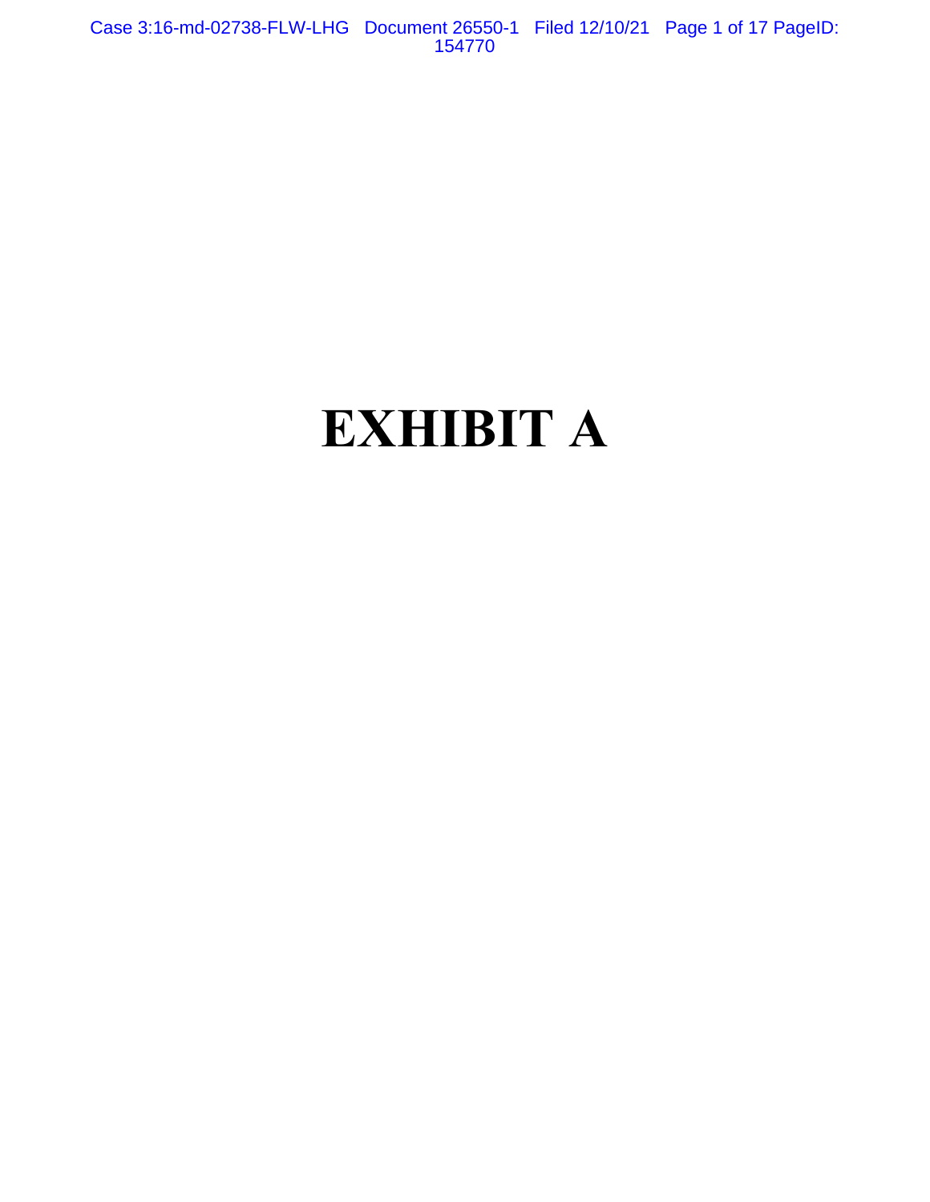# EXHIBIT A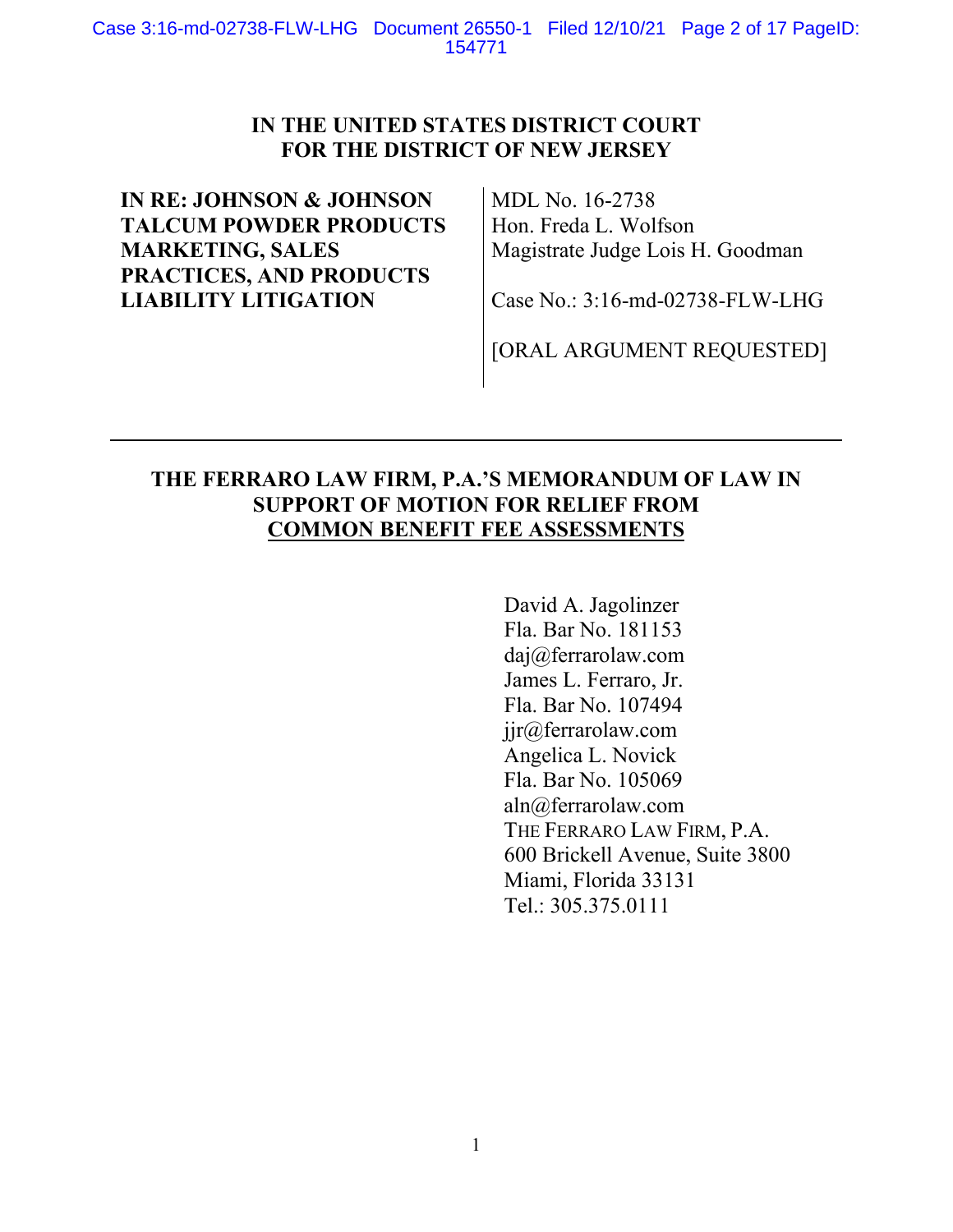**IN THE UNITED STATES DISTRICT COURT**
**FOR THE DISTRICT OF NEW JERSEY**

| | |
|---|---|
| **IN RE: JOHNSON & JOHNSON TALCUM POWDER PRODUCTS MARKETING, SALES PRACTICES, AND PRODUCTS LIABILITY LITIGATION** | MDL No. 16-2738<br>Hon. Freda L. Wolfson<br>Magistrate Judge Lois H. Goodman<br><br>Case No.: 3:16-md-02738-FLW-LHG<br><br>[ORAL ARGUMENT REQUESTED] |

---

**THE FERRARO LAW FIRM, P.A.'S MEMORANDUM OF LAW IN SUPPORT OF MOTION FOR RELIEF FROM COMMON BENEFIT FEE ASSESSMENTS**

David A. Jagolinzer
Fla. Bar No. 181153
daj@ferrarolaw.com
James L. Ferraro, Jr.
Fla. Bar No. 107494
jjr@ferrarolaw.com
Angelica L. Novick
Fla. Bar No. 105069
aln@ferrarolaw.com
THE FERRARO LAW FIRM, P.A.
600 Brickell Avenue, Suite 3800
Miami, Florida 33131
Tel.: 305.375.0111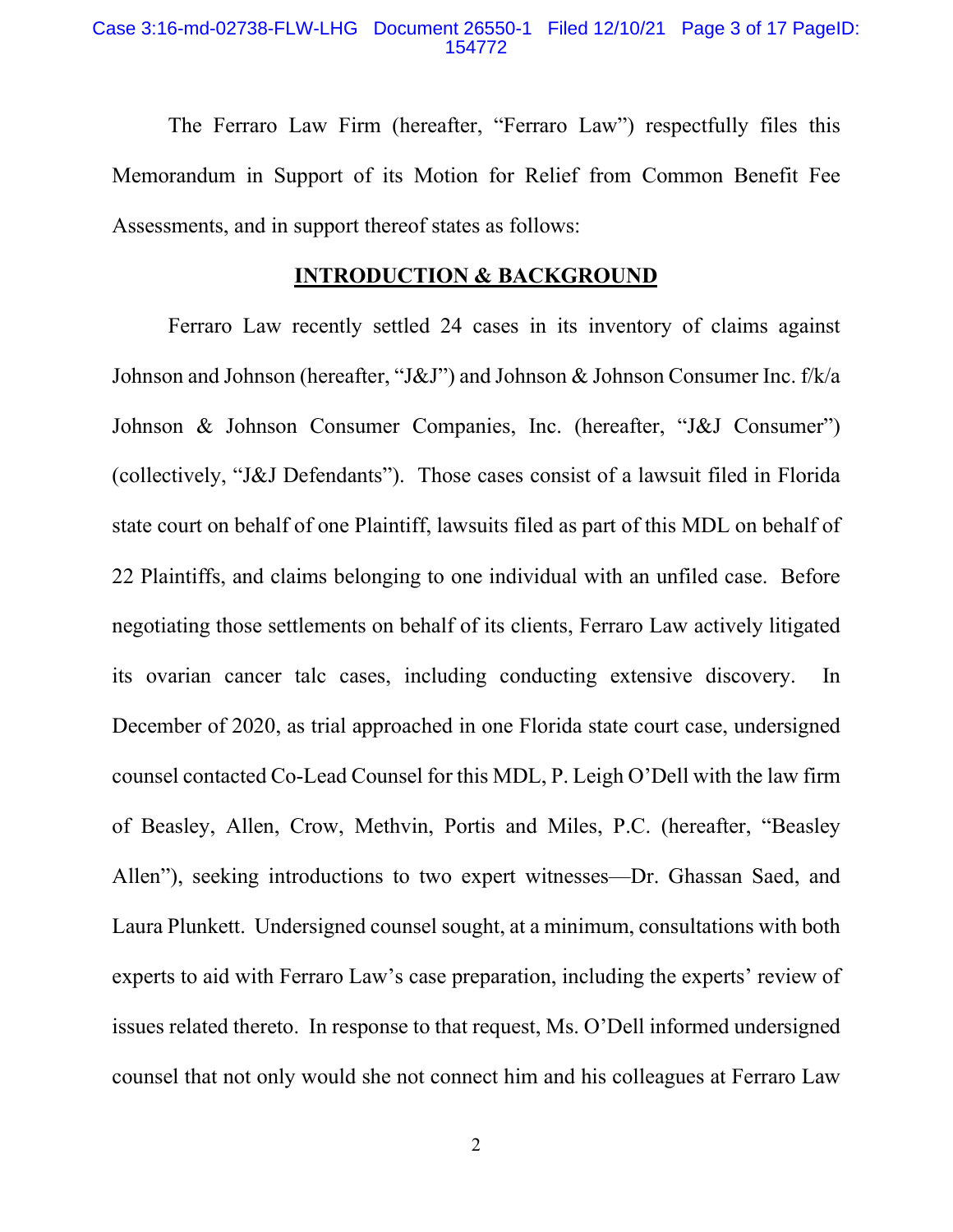The Ferraro Law Firm (hereafter, "Ferraro Law") respectfully files this Memorandum in Support of its Motion for Relief from Common Benefit Fee Assessments, and in support thereof states as follows:

## INTRODUCTION & BACKGROUND

Ferraro Law recently settled 24 cases in its inventory of claims against Johnson and Johnson (hereafter, "J&J") and Johnson & Johnson Consumer Inc. f/k/a Johnson & Johnson Consumer Companies, Inc. (hereafter, "J&J Consumer") (collectively, "J&J Defendants"). Those cases consist of a lawsuit filed in Florida state court on behalf of one Plaintiff, lawsuits filed as part of this MDL on behalf of 22 Plaintiffs, and claims belonging to one individual with an unfiled case. Before negotiating those settlements on behalf of its clients, Ferraro Law actively litigated its ovarian cancer talc cases, including conducting extensive discovery. In December of 2020, as trial approached in one Florida state court case, undersigned counsel contacted Co-Lead Counsel for this MDL, P. Leigh O'Dell with the law firm of Beasley, Allen, Crow, Methvin, Portis and Miles, P.C. (hereafter, "Beasley Allen"), seeking introductions to two expert witnesses—Dr. Ghassan Saed, and Laura Plunkett. Undersigned counsel sought, at a minimum, consultations with both experts to aid with Ferraro Law's case preparation, including the experts' review of issues related thereto. In response to that request, Ms. O'Dell informed undersigned counsel that not only would she not connect him and his colleagues at Ferraro Law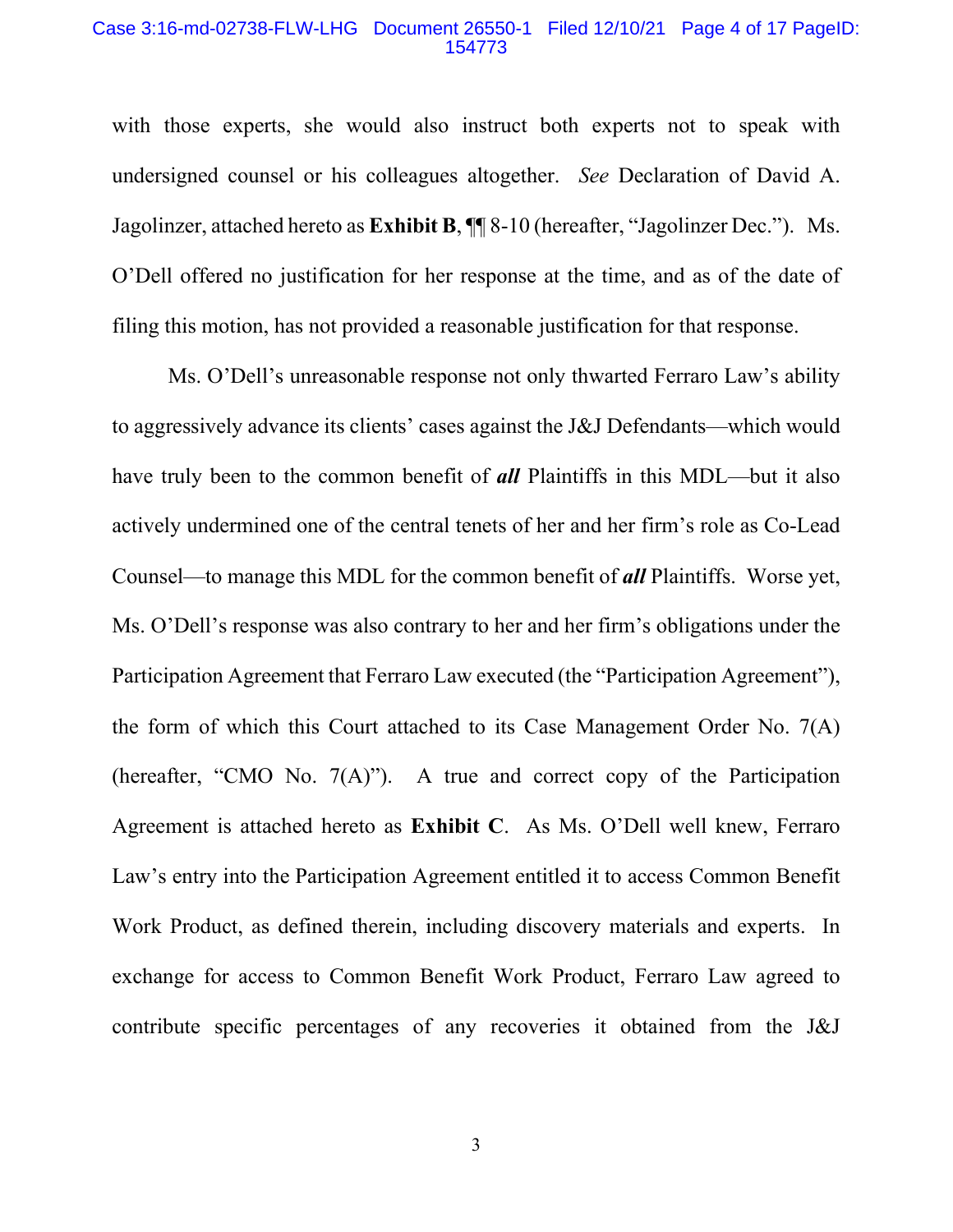with those experts, she would also instruct both experts not to speak with undersigned counsel or his colleagues altogether. *See* Declaration of David A. Jagolinzer, attached hereto as **Exhibit B**, ¶¶ 8-10 (hereafter, "Jagolinzer Dec."). Ms. O'Dell offered no justification for her response at the time, and as of the date of filing this motion, has not provided a reasonable justification for that response.

Ms. O'Dell's unreasonable response not only thwarted Ferraro Law's ability to aggressively advance its clients' cases against the J&J Defendants—which would have truly been to the common benefit of ***all*** Plaintiffs in this MDL—but it also actively undermined one of the central tenets of her and her firm's role as Co-Lead Counsel—to manage this MDL for the common benefit of ***all*** Plaintiffs. Worse yet, Ms. O'Dell's response was also contrary to her and her firm's obligations under the Participation Agreement that Ferraro Law executed (the "Participation Agreement"), the form of which this Court attached to its Case Management Order No. 7(A) (hereafter, "CMO No. 7(A)"). A true and correct copy of the Participation Agreement is attached hereto as **Exhibit C**. As Ms. O'Dell well knew, Ferraro Law's entry into the Participation Agreement entitled it to access Common Benefit Work Product, as defined therein, including discovery materials and experts. In exchange for access to Common Benefit Work Product, Ferraro Law agreed to contribute specific percentages of any recoveries it obtained from the J&J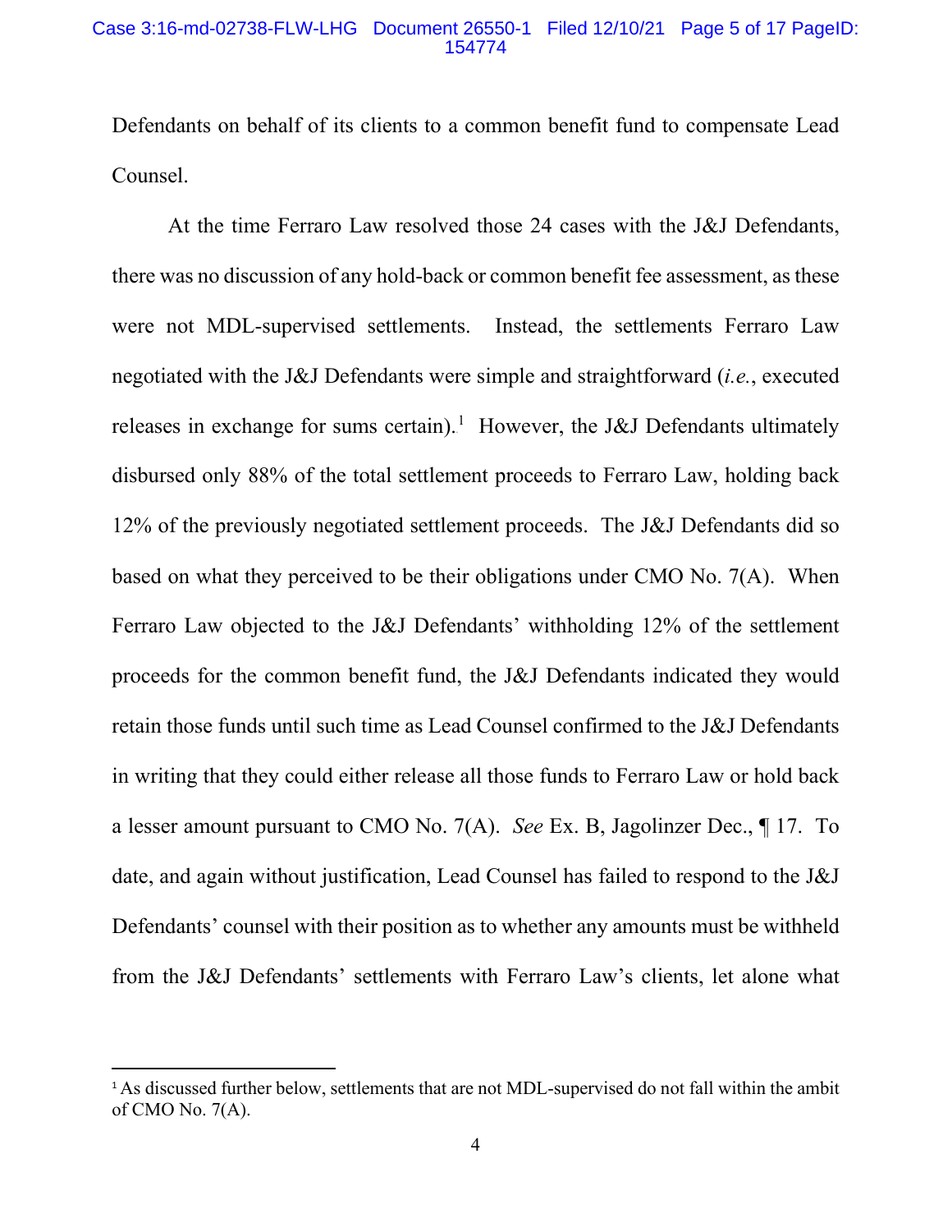Defendants on behalf of its clients to a common benefit fund to compensate Lead Counsel.

At the time Ferraro Law resolved those 24 cases with the J&J Defendants, there was no discussion of any hold-back or common benefit fee assessment, as these were not MDL-supervised settlements. Instead, the settlements Ferraro Law negotiated with the J&J Defendants were simple and straightforward (*i.e.*, executed releases in exchange for sums certain).[1] However, the J&J Defendants ultimately disbursed only 88% of the total settlement proceeds to Ferraro Law, holding back 12% of the previously negotiated settlement proceeds. The J&J Defendants did so based on what they perceived to be their obligations under CMO No. 7(A). When Ferraro Law objected to the J&J Defendants' withholding 12% of the settlement proceeds for the common benefit fund, the J&J Defendants indicated they would retain those funds until such time as Lead Counsel confirmed to the J&J Defendants in writing that they could either release all those funds to Ferraro Law or hold back a lesser amount pursuant to CMO No. 7(A). *See* Ex. B, Jagolinzer Dec., ¶ 17. To date, and again without justification, Lead Counsel has failed to respond to the J&J Defendants' counsel with their position as to whether any amounts must be withheld from the J&J Defendants' settlements with Ferraro Law's clients, let alone what

[1] As discussed further below, settlements that are not MDL-supervised do not fall within the ambit of CMO No. 7(A).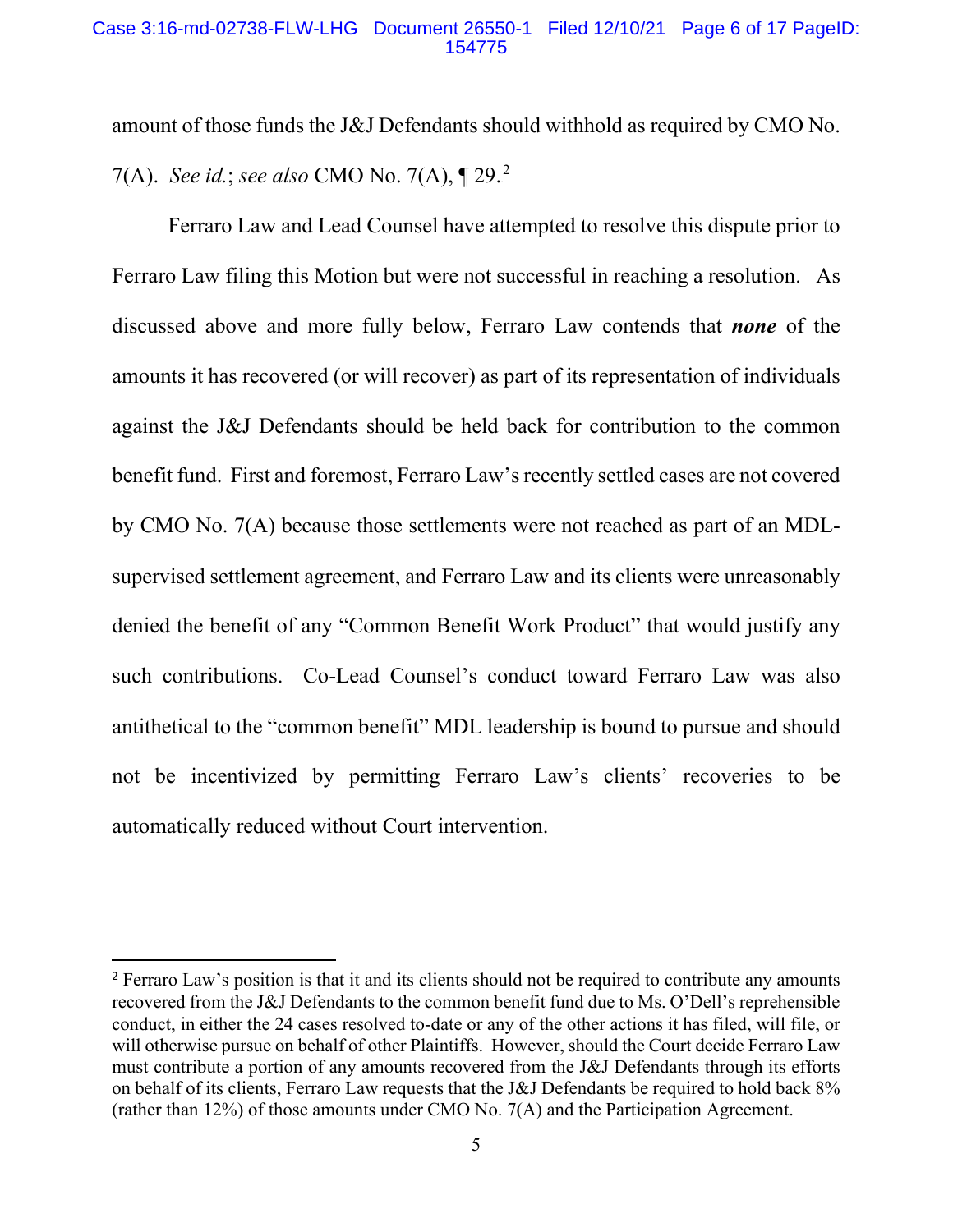amount of those funds the J&J Defendants should withhold as required by CMO No. 7(A). *See id.*; *see also* CMO No. 7(A), ¶ 29.[2]

Ferraro Law and Lead Counsel have attempted to resolve this dispute prior to Ferraro Law filing this Motion but were not successful in reaching a resolution. As discussed above and more fully below, Ferraro Law contends that ***none*** of the amounts it has recovered (or will recover) as part of its representation of individuals against the J&J Defendants should be held back for contribution to the common benefit fund. First and foremost, Ferraro Law's recently settled cases are not covered by CMO No. 7(A) because those settlements were not reached as part of an MDL-supervised settlement agreement, and Ferraro Law and its clients were unreasonably denied the benefit of any "Common Benefit Work Product" that would justify any such contributions. Co-Lead Counsel's conduct toward Ferraro Law was also antithetical to the "common benefit" MDL leadership is bound to pursue and should not be incentivized by permitting Ferraro Law's clients' recoveries to be automatically reduced without Court intervention.

---

[2] Ferraro Law's position is that it and its clients should not be required to contribute any amounts recovered from the J&J Defendants to the common benefit fund due to Ms. O'Dell's reprehensible conduct, in either the 24 cases resolved to-date or any of the other actions it has filed, will file, or will otherwise pursue on behalf of other Plaintiffs. However, should the Court decide Ferraro Law must contribute a portion of any amounts recovered from the J&J Defendants through its efforts on behalf of its clients, Ferraro Law requests that the J&J Defendants be required to hold back 8% (rather than 12%) of those amounts under CMO No. 7(A) and the Participation Agreement.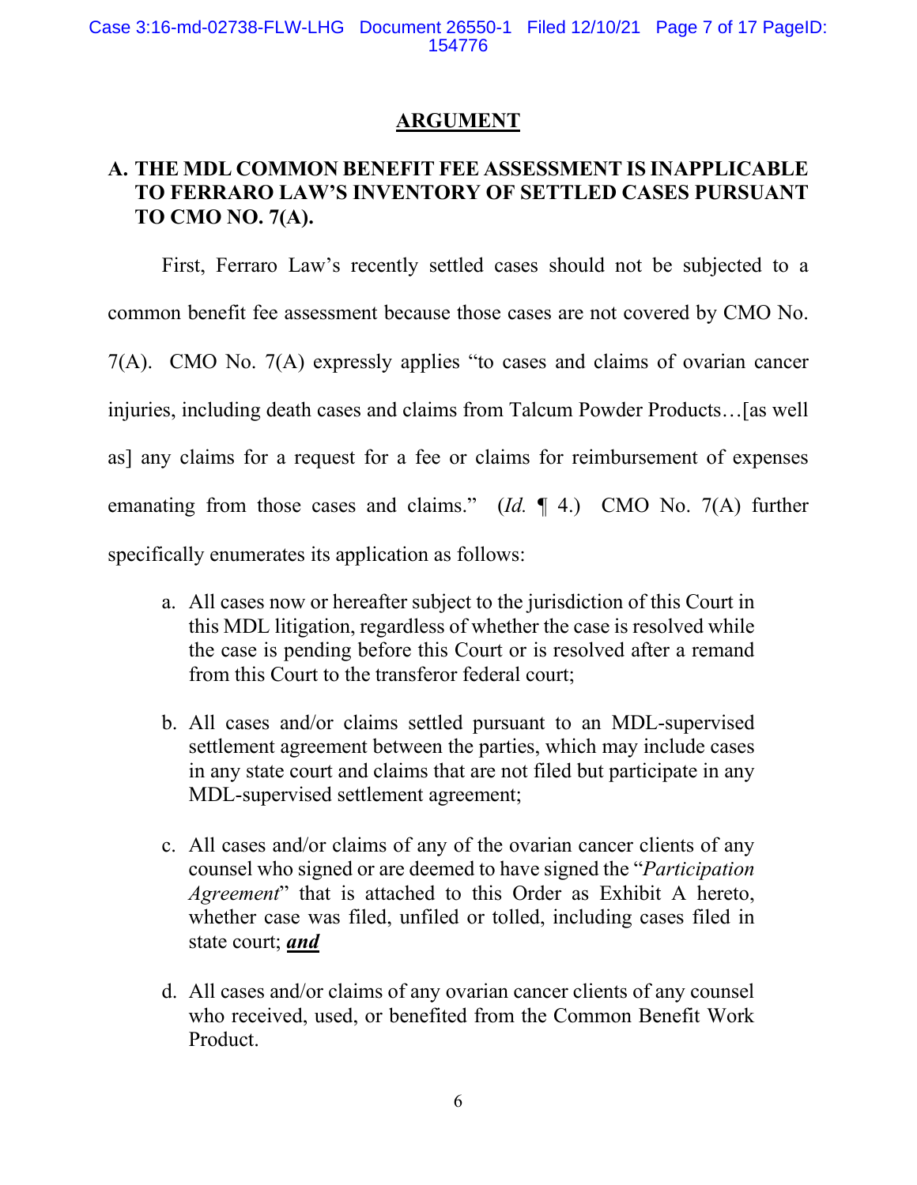## ARGUMENT

### A. THE MDL COMMON BENEFIT FEE ASSESSMENT IS INAPPLICABLE TO FERRARO LAW'S INVENTORY OF SETTLED CASES PURSUANT TO CMO NO. 7(A).

First, Ferraro Law's recently settled cases should not be subjected to a common benefit fee assessment because those cases are not covered by CMO No. 7(A). CMO No. 7(A) expressly applies "to cases and claims of ovarian cancer injuries, including death cases and claims from Talcum Powder Products…[as well as] any claims for a request for a fee or claims for reimbursement of expenses emanating from those cases and claims." (*Id.* ¶ 4.) CMO No. 7(A) further specifically enumerates its application as follows:

> a. All cases now or hereafter subject to the jurisdiction of this Court in this MDL litigation, regardless of whether the case is resolved while the case is pending before this Court or is resolved after a remand from this Court to the transferor federal court;
>
> b. All cases and/or claims settled pursuant to an MDL-supervised settlement agreement between the parties, which may include cases in any state court and claims that are not filed but participate in any MDL-supervised settlement agreement;
>
> c. All cases and/or claims of any of the ovarian cancer clients of any counsel who signed or are deemed to have signed the "*Participation Agreement*" that is attached to this Order as Exhibit A hereto, whether case was filed, unfiled or tolled, including cases filed in state court; ***<u>and</u>***
>
> d. All cases and/or claims of any ovarian cancer clients of any counsel who received, used, or benefited from the Common Benefit Work Product.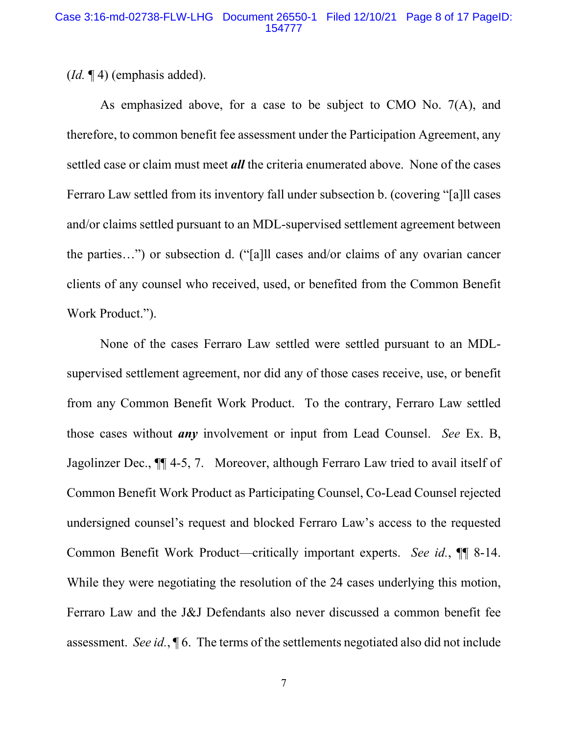(*Id.* ¶ 4) (emphasis added).

As emphasized above, for a case to be subject to CMO No. 7(A), and therefore, to common benefit fee assessment under the Participation Agreement, any settled case or claim must meet ***all*** the criteria enumerated above. None of the cases Ferraro Law settled from its inventory fall under subsection b. (covering "[a]ll cases and/or claims settled pursuant to an MDL-supervised settlement agreement between the parties…") or subsection d. ("[a]ll cases and/or claims of any ovarian cancer clients of any counsel who received, used, or benefited from the Common Benefit Work Product.").

None of the cases Ferraro Law settled were settled pursuant to an MDL-supervised settlement agreement, nor did any of those cases receive, use, or benefit from any Common Benefit Work Product. To the contrary, Ferraro Law settled those cases without ***any*** involvement or input from Lead Counsel. *See* Ex. B, Jagolinzer Dec., ¶¶ 4-5, 7. Moreover, although Ferraro Law tried to avail itself of Common Benefit Work Product as Participating Counsel, Co-Lead Counsel rejected undersigned counsel's request and blocked Ferraro Law's access to the requested Common Benefit Work Product—critically important experts. *See id.*, ¶¶ 8-14. While they were negotiating the resolution of the 24 cases underlying this motion, Ferraro Law and the J&J Defendants also never discussed a common benefit fee assessment. *See id.*, ¶ 6. The terms of the settlements negotiated also did not include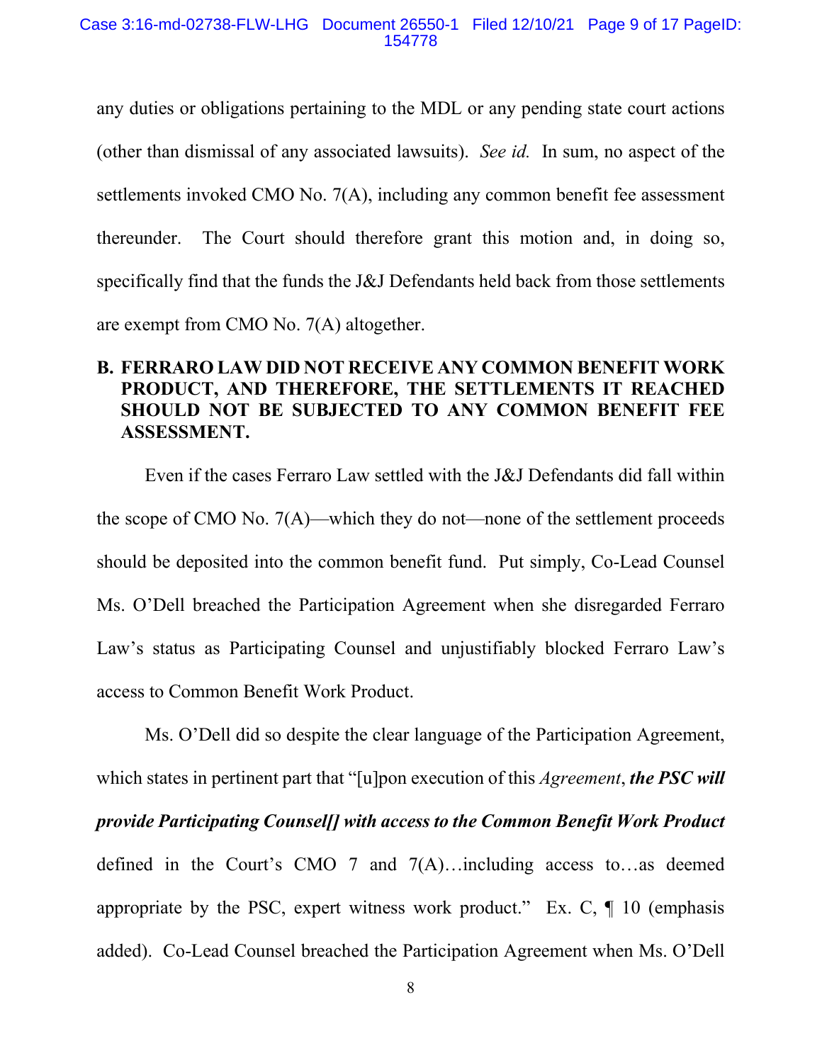any duties or obligations pertaining to the MDL or any pending state court actions (other than dismissal of any associated lawsuits). *See id.* In sum, no aspect of the settlements invoked CMO No. 7(A), including any common benefit fee assessment thereunder. The Court should therefore grant this motion and, in doing so, specifically find that the funds the J&J Defendants held back from those settlements are exempt from CMO No. 7(A) altogether.

### B. FERRARO LAW DID NOT RECEIVE ANY COMMON BENEFIT WORK PRODUCT, AND THEREFORE, THE SETTLEMENTS IT REACHED SHOULD NOT BE SUBJECTED TO ANY COMMON BENEFIT FEE ASSESSMENT.

Even if the cases Ferraro Law settled with the J&J Defendants did fall within the scope of CMO No. 7(A)—which they do not—none of the settlement proceeds should be deposited into the common benefit fund. Put simply, Co-Lead Counsel Ms. O'Dell breached the Participation Agreement when she disregarded Ferraro Law's status as Participating Counsel and unjustifiably blocked Ferraro Law's access to Common Benefit Work Product.

Ms. O'Dell did so despite the clear language of the Participation Agreement, which states in pertinent part that "[u]pon execution of this *Agreement*, ***the PSC will provide Participating Counsel[] with access to the Common Benefit Work Product*** defined in the Court's CMO 7 and 7(A)…including access to…as deemed appropriate by the PSC, expert witness work product." Ex. C, ¶ 10 (emphasis added). Co-Lead Counsel breached the Participation Agreement when Ms. O'Dell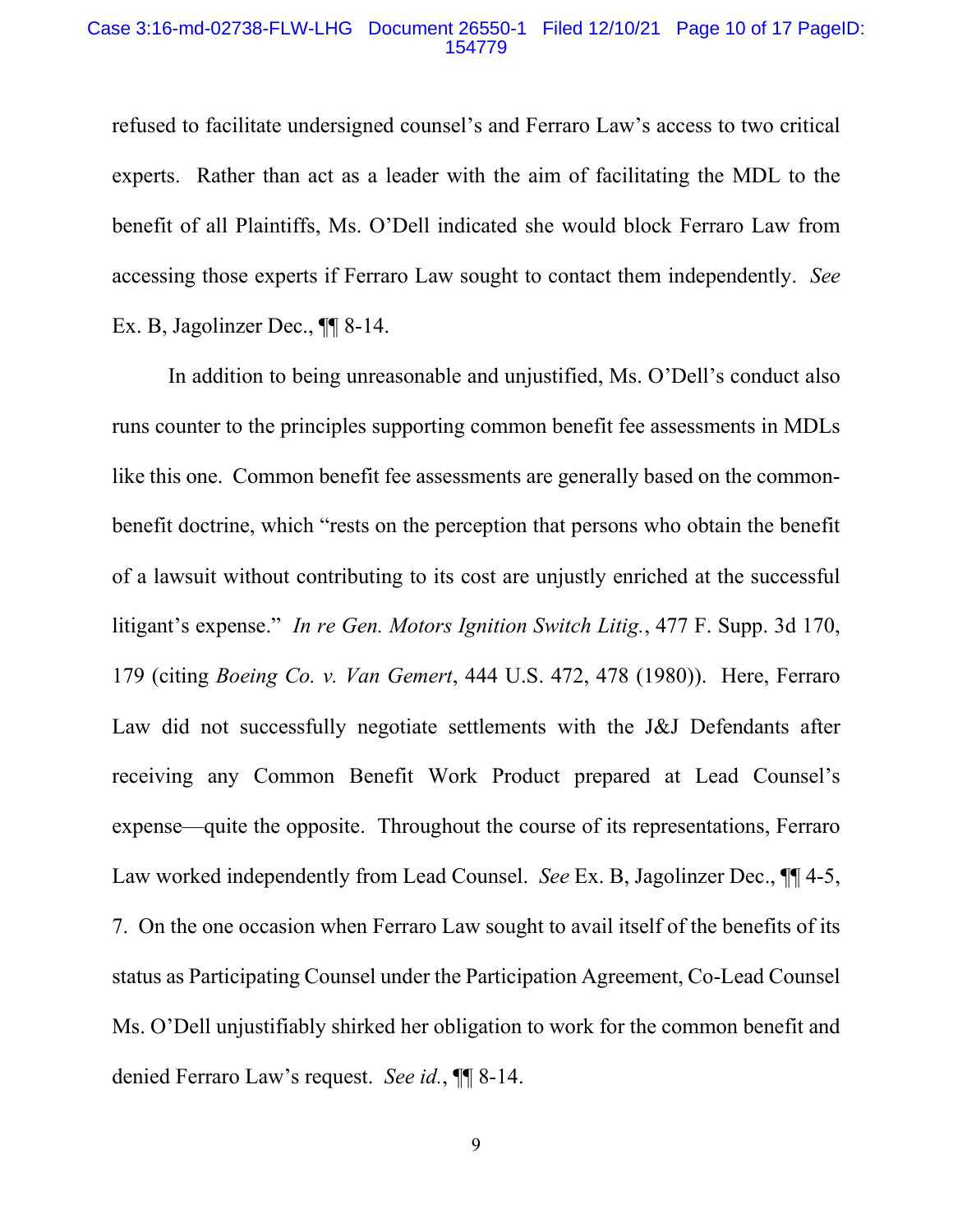refused to facilitate undersigned counsel's and Ferraro Law's access to two critical experts. Rather than act as a leader with the aim of facilitating the MDL to the benefit of all Plaintiffs, Ms. O'Dell indicated she would block Ferraro Law from accessing those experts if Ferraro Law sought to contact them independently. *See* Ex. B, Jagolinzer Dec., ¶¶ 8-14.

In addition to being unreasonable and unjustified, Ms. O'Dell's conduct also runs counter to the principles supporting common benefit fee assessments in MDLs like this one. Common benefit fee assessments are generally based on the common-benefit doctrine, which "rests on the perception that persons who obtain the benefit of a lawsuit without contributing to its cost are unjustly enriched at the successful litigant's expense." *In re Gen. Motors Ignition Switch Litig.*, 477 F. Supp. 3d 170, 179 (citing *Boeing Co. v. Van Gemert*, 444 U.S. 472, 478 (1980)). Here, Ferraro Law did not successfully negotiate settlements with the J&J Defendants after receiving any Common Benefit Work Product prepared at Lead Counsel's expense—quite the opposite. Throughout the course of its representations, Ferraro Law worked independently from Lead Counsel. *See* Ex. B, Jagolinzer Dec., ¶¶ 4-5, 7. On the one occasion when Ferraro Law sought to avail itself of the benefits of its status as Participating Counsel under the Participation Agreement, Co-Lead Counsel Ms. O'Dell unjustifiably shirked her obligation to work for the common benefit and denied Ferraro Law's request. *See id.*, ¶¶ 8-14.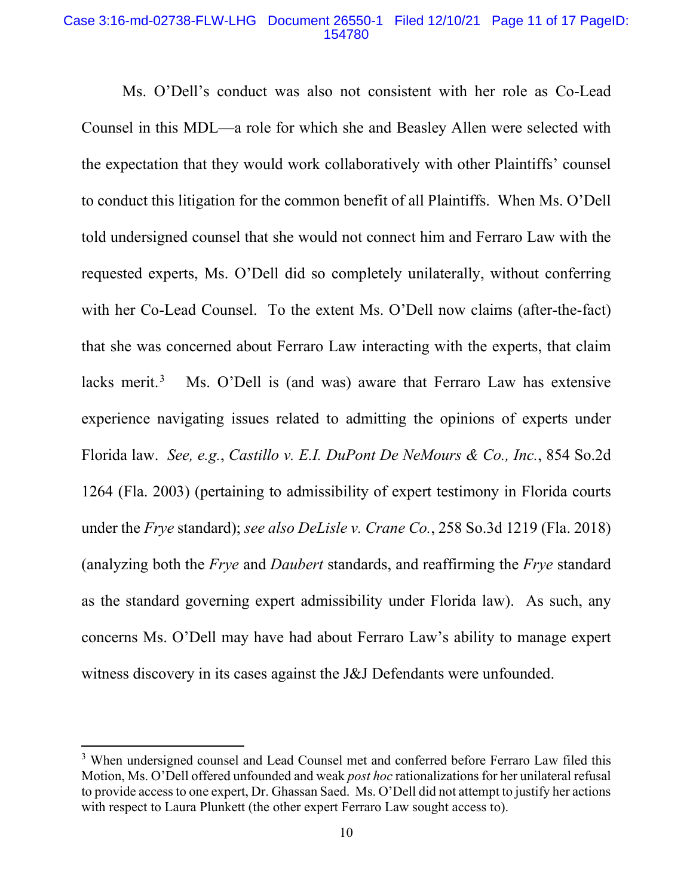Ms. O'Dell's conduct was also not consistent with her role as Co-Lead Counsel in this MDL—a role for which she and Beasley Allen were selected with the expectation that they would work collaboratively with other Plaintiffs' counsel to conduct this litigation for the common benefit of all Plaintiffs. When Ms. O'Dell told undersigned counsel that she would not connect him and Ferraro Law with the requested experts, Ms. O'Dell did so completely unilaterally, without conferring with her Co-Lead Counsel. To the extent Ms. O'Dell now claims (after-the-fact) that she was concerned about Ferraro Law interacting with the experts, that claim lacks merit.[3] Ms. O'Dell is (and was) aware that Ferraro Law has extensive experience navigating issues related to admitting the opinions of experts under Florida law. *See, e.g.*, *Castillo v. E.I. DuPont De NeMours & Co., Inc.*, 854 So.2d 1264 (Fla. 2003) (pertaining to admissibility of expert testimony in Florida courts under the *Frye* standard); *see also DeLisle v. Crane Co.*, 258 So.3d 1219 (Fla. 2018) (analyzing both the *Frye* and *Daubert* standards, and reaffirming the *Frye* standard as the standard governing expert admissibility under Florida law). As such, any concerns Ms. O'Dell may have had about Ferraro Law's ability to manage expert witness discovery in its cases against the J&J Defendants were unfounded.

---

[3] When undersigned counsel and Lead Counsel met and conferred before Ferraro Law filed this Motion, Ms. O'Dell offered unfounded and weak *post hoc* rationalizations for her unilateral refusal to provide access to one expert, Dr. Ghassan Saed. Ms. O'Dell did not attempt to justify her actions with respect to Laura Plunkett (the other expert Ferraro Law sought access to).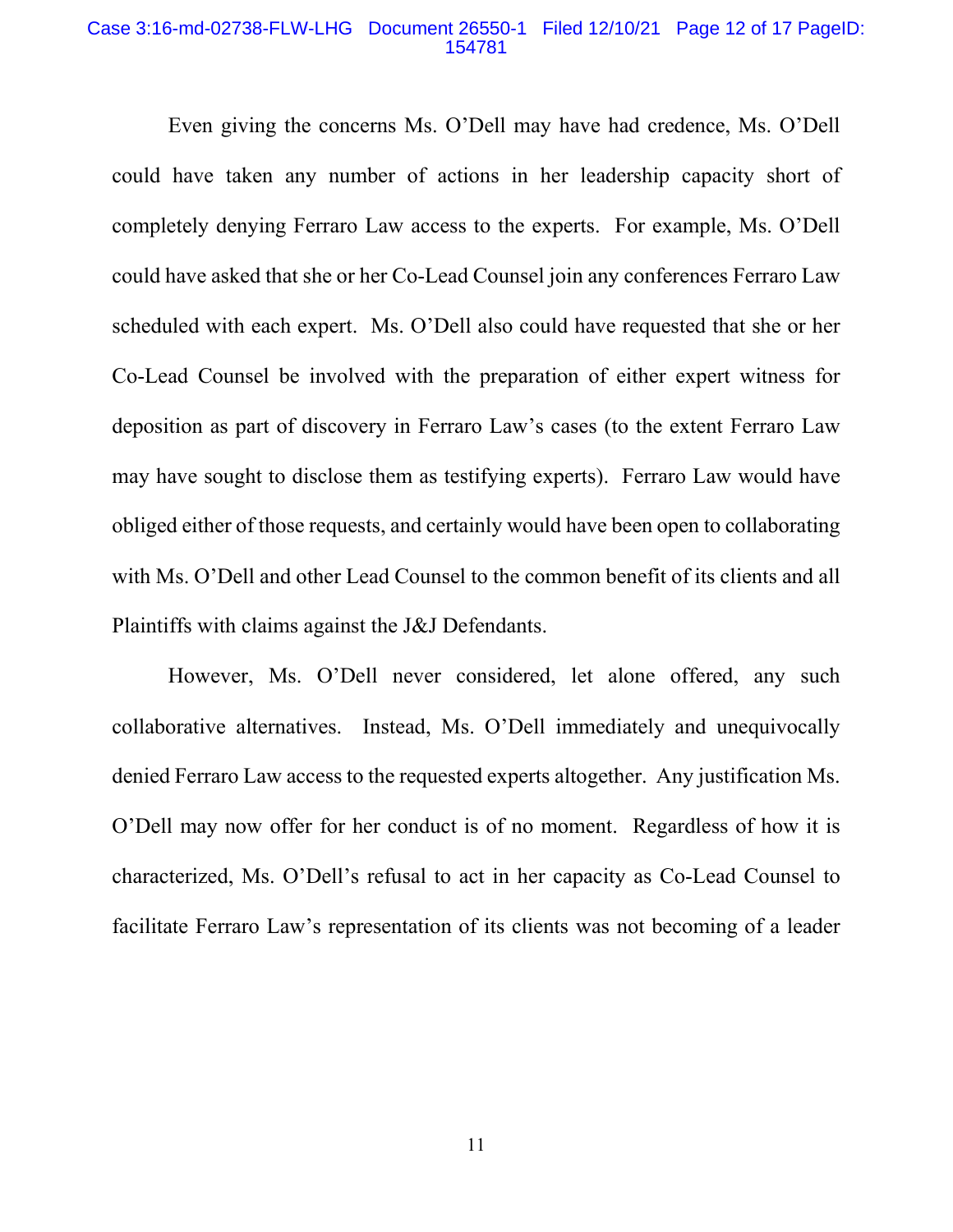Even giving the concerns Ms. O'Dell may have had credence, Ms. O'Dell could have taken any number of actions in her leadership capacity short of completely denying Ferraro Law access to the experts. For example, Ms. O'Dell could have asked that she or her Co-Lead Counsel join any conferences Ferraro Law scheduled with each expert. Ms. O'Dell also could have requested that she or her Co-Lead Counsel be involved with the preparation of either expert witness for deposition as part of discovery in Ferraro Law's cases (to the extent Ferraro Law may have sought to disclose them as testifying experts). Ferraro Law would have obliged either of those requests, and certainly would have been open to collaborating with Ms. O'Dell and other Lead Counsel to the common benefit of its clients and all Plaintiffs with claims against the J&J Defendants.

However, Ms. O'Dell never considered, let alone offered, any such collaborative alternatives. Instead, Ms. O'Dell immediately and unequivocally denied Ferraro Law access to the requested experts altogether. Any justification Ms. O'Dell may now offer for her conduct is of no moment. Regardless of how it is characterized, Ms. O'Dell's refusal to act in her capacity as Co-Lead Counsel to facilitate Ferraro Law's representation of its clients was not becoming of a leader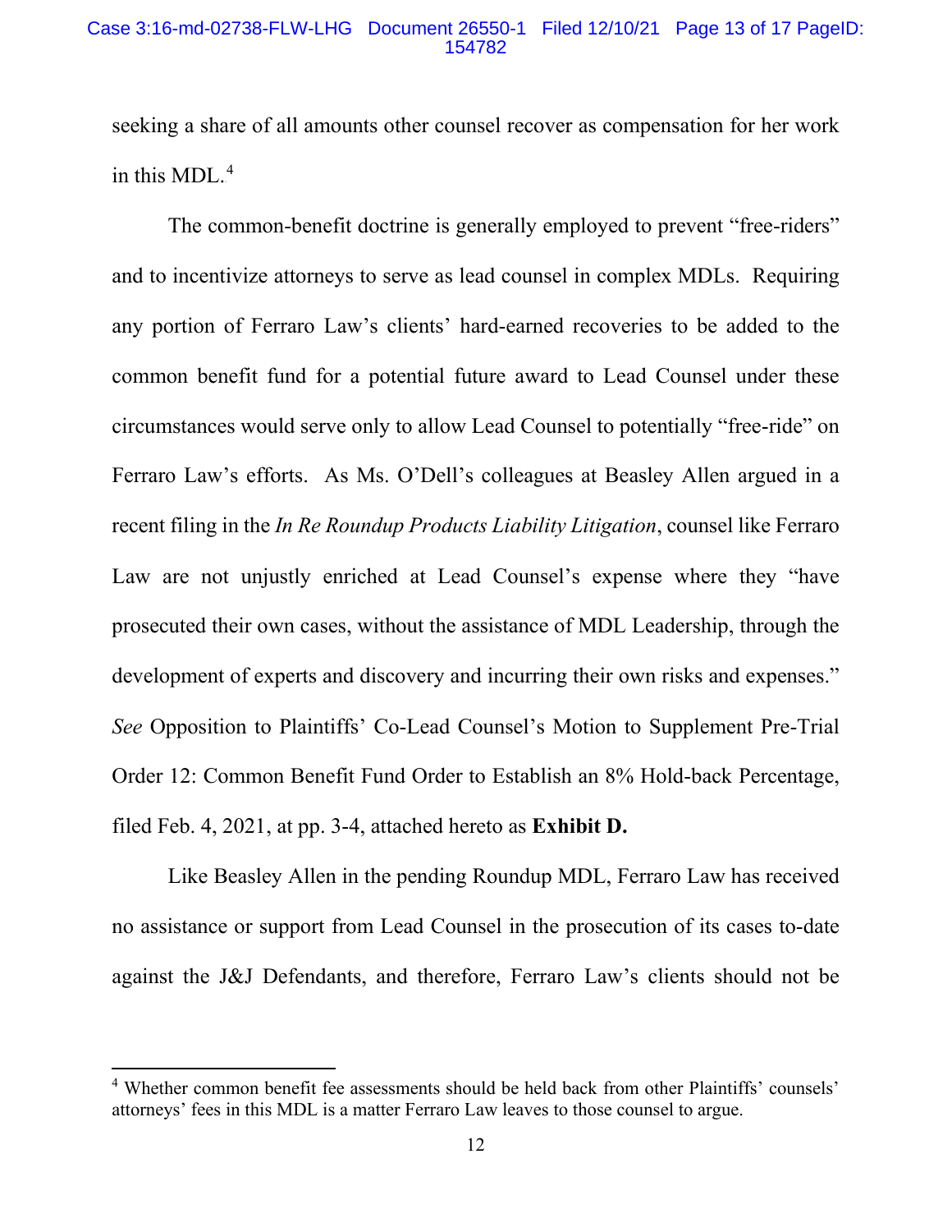seeking a share of all amounts other counsel recover as compensation for her work in this MDL.[4]

The common-benefit doctrine is generally employed to prevent "free-riders" and to incentivize attorneys to serve as lead counsel in complex MDLs. Requiring any portion of Ferraro Law's clients' hard-earned recoveries to be added to the common benefit fund for a potential future award to Lead Counsel under these circumstances would serve only to allow Lead Counsel to potentially "free-ride" on Ferraro Law's efforts. As Ms. O'Dell's colleagues at Beasley Allen argued in a recent filing in the *In Re Roundup Products Liability Litigation*, counsel like Ferraro Law are not unjustly enriched at Lead Counsel's expense where they "have prosecuted their own cases, without the assistance of MDL Leadership, through the development of experts and discovery and incurring their own risks and expenses." *See* Opposition to Plaintiffs' Co-Lead Counsel's Motion to Supplement Pre-Trial Order 12: Common Benefit Fund Order to Establish an 8% Hold-back Percentage, filed Feb. 4, 2021, at pp. 3-4, attached hereto as **Exhibit D.**

Like Beasley Allen in the pending Roundup MDL, Ferraro Law has received no assistance or support from Lead Counsel in the prosecution of its cases to-date against the J&J Defendants, and therefore, Ferraro Law's clients should not be

[4] Whether common benefit fee assessments should be held back from other Plaintiffs' counsels' attorneys' fees in this MDL is a matter Ferraro Law leaves to those counsel to argue.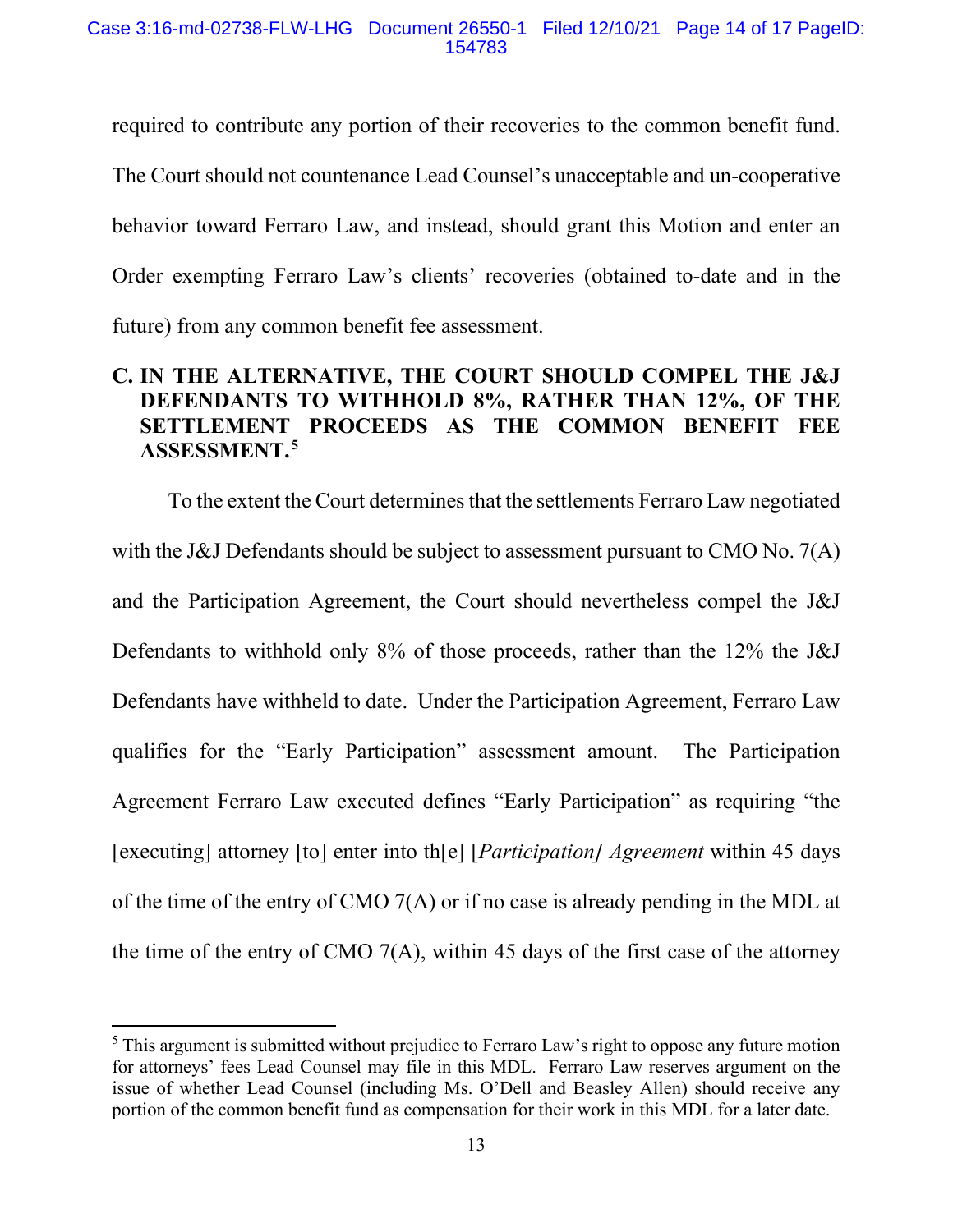required to contribute any portion of their recoveries to the common benefit fund. The Court should not countenance Lead Counsel's unacceptable and un-cooperative behavior toward Ferraro Law, and instead, should grant this Motion and enter an Order exempting Ferraro Law's clients' recoveries (obtained to-date and in the future) from any common benefit fee assessment.

### C. IN THE ALTERNATIVE, THE COURT SHOULD COMPEL THE J&J DEFENDANTS TO WITHHOLD 8%, RATHER THAN 12%, OF THE SETTLEMENT PROCEEDS AS THE COMMON BENEFIT FEE ASSESSMENT.[5]

To the extent the Court determines that the settlements Ferraro Law negotiated with the J&J Defendants should be subject to assessment pursuant to CMO No. 7(A) and the Participation Agreement, the Court should nevertheless compel the J&J Defendants to withhold only 8% of those proceeds, rather than the 12% the J&J Defendants have withheld to date. Under the Participation Agreement, Ferraro Law qualifies for the "Early Participation" assessment amount. The Participation Agreement Ferraro Law executed defines "Early Participation" as requiring "the [executing] attorney [to] enter into th[e] [*Participation] Agreement* within 45 days of the time of the entry of CMO 7(A) or if no case is already pending in the MDL at the time of the entry of CMO 7(A), within 45 days of the first case of the attorney

---

[5] This argument is submitted without prejudice to Ferraro Law's right to oppose any future motion for attorneys' fees Lead Counsel may file in this MDL. Ferraro Law reserves argument on the issue of whether Lead Counsel (including Ms. O'Dell and Beasley Allen) should receive any portion of the common benefit fund as compensation for their work in this MDL for a later date.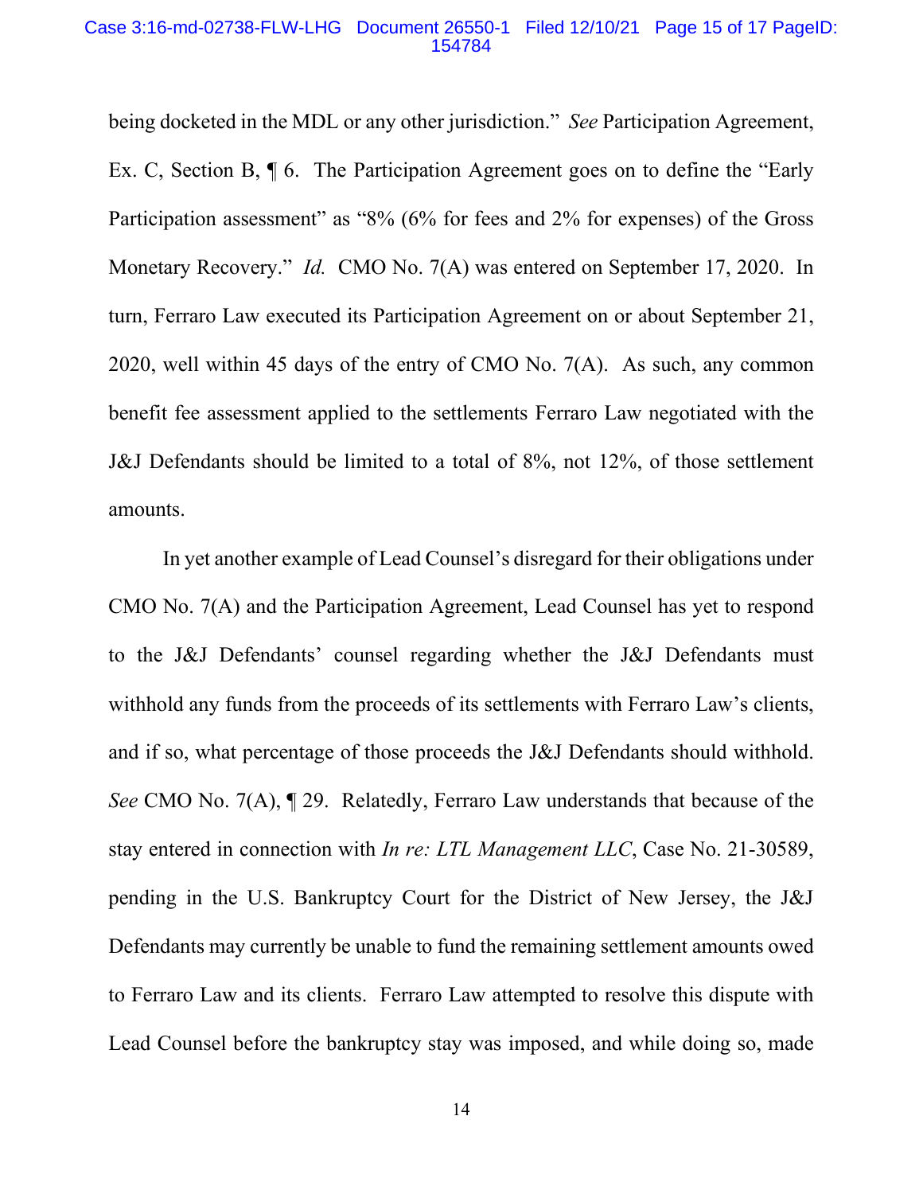being docketed in the MDL or any other jurisdiction." *See* Participation Agreement, Ex. C, Section B, ¶ 6. The Participation Agreement goes on to define the "Early Participation assessment" as "8% (6% for fees and 2% for expenses) of the Gross Monetary Recovery." *Id.* CMO No. 7(A) was entered on September 17, 2020. In turn, Ferraro Law executed its Participation Agreement on or about September 21, 2020, well within 45 days of the entry of CMO No. 7(A). As such, any common benefit fee assessment applied to the settlements Ferraro Law negotiated with the J&J Defendants should be limited to a total of 8%, not 12%, of those settlement amounts.

In yet another example of Lead Counsel's disregard for their obligations under CMO No. 7(A) and the Participation Agreement, Lead Counsel has yet to respond to the J&J Defendants' counsel regarding whether the J&J Defendants must withhold any funds from the proceeds of its settlements with Ferraro Law's clients, and if so, what percentage of those proceeds the J&J Defendants should withhold. *See* CMO No. 7(A), ¶ 29. Relatedly, Ferraro Law understands that because of the stay entered in connection with *In re: LTL Management LLC*, Case No. 21-30589, pending in the U.S. Bankruptcy Court for the District of New Jersey, the J&J Defendants may currently be unable to fund the remaining settlement amounts owed to Ferraro Law and its clients. Ferraro Law attempted to resolve this dispute with Lead Counsel before the bankruptcy stay was imposed, and while doing so, made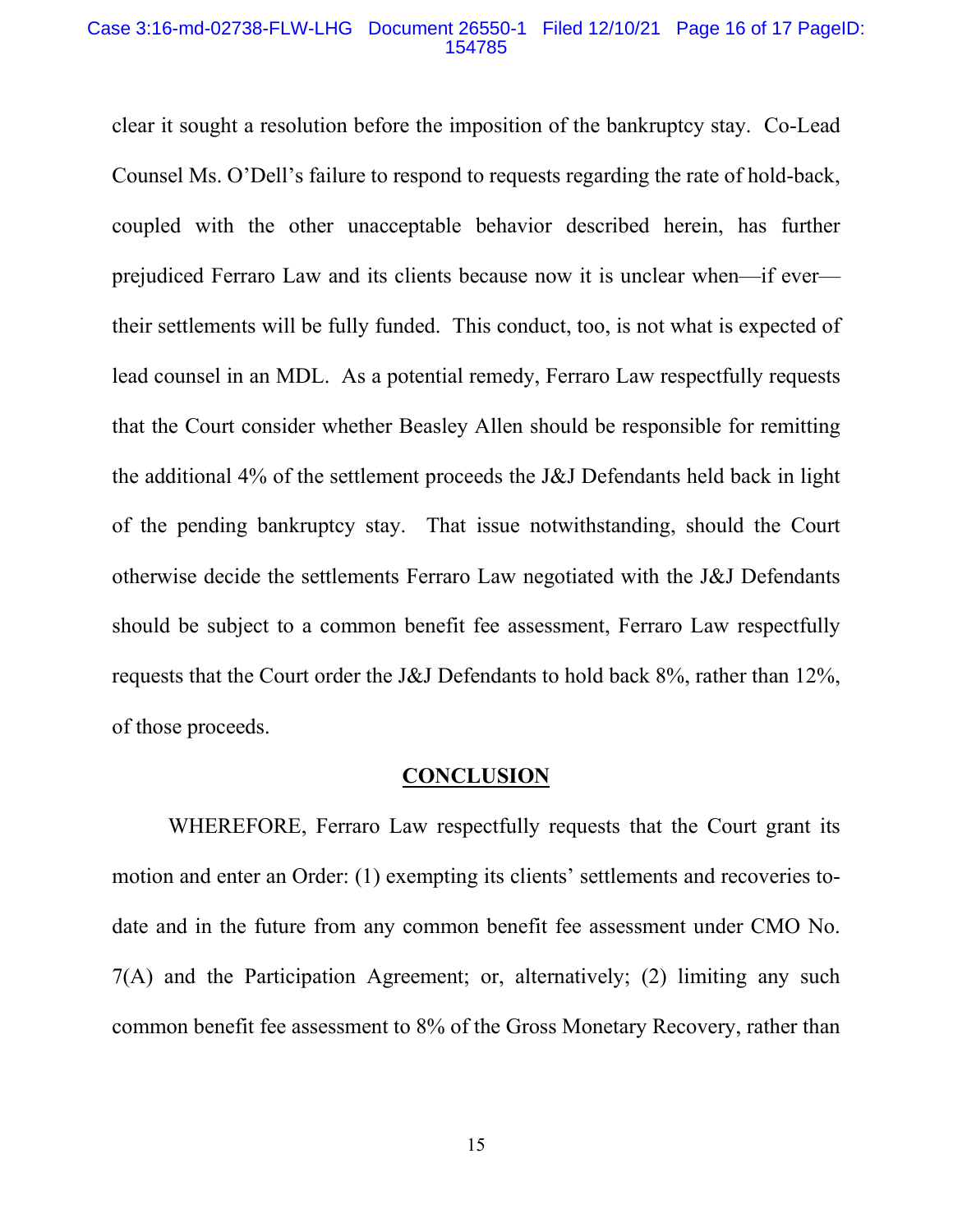clear it sought a resolution before the imposition of the bankruptcy stay. Co-Lead Counsel Ms. O'Dell's failure to respond to requests regarding the rate of hold-back, coupled with the other unacceptable behavior described herein, has further prejudiced Ferraro Law and its clients because now it is unclear when—if ever—their settlements will be fully funded. This conduct, too, is not what is expected of lead counsel in an MDL. As a potential remedy, Ferraro Law respectfully requests that the Court consider whether Beasley Allen should be responsible for remitting the additional 4% of the settlement proceeds the J&J Defendants held back in light of the pending bankruptcy stay. That issue notwithstanding, should the Court otherwise decide the settlements Ferraro Law negotiated with the J&J Defendants should be subject to a common benefit fee assessment, Ferraro Law respectfully requests that the Court order the J&J Defendants to hold back 8%, rather than 12%, of those proceeds.

## CONCLUSION

WHEREFORE, Ferraro Law respectfully requests that the Court grant its motion and enter an Order: (1) exempting its clients' settlements and recoveries to-date and in the future from any common benefit fee assessment under CMO No. 7(A) and the Participation Agreement; or, alternatively; (2) limiting any such common benefit fee assessment to 8% of the Gross Monetary Recovery, rather than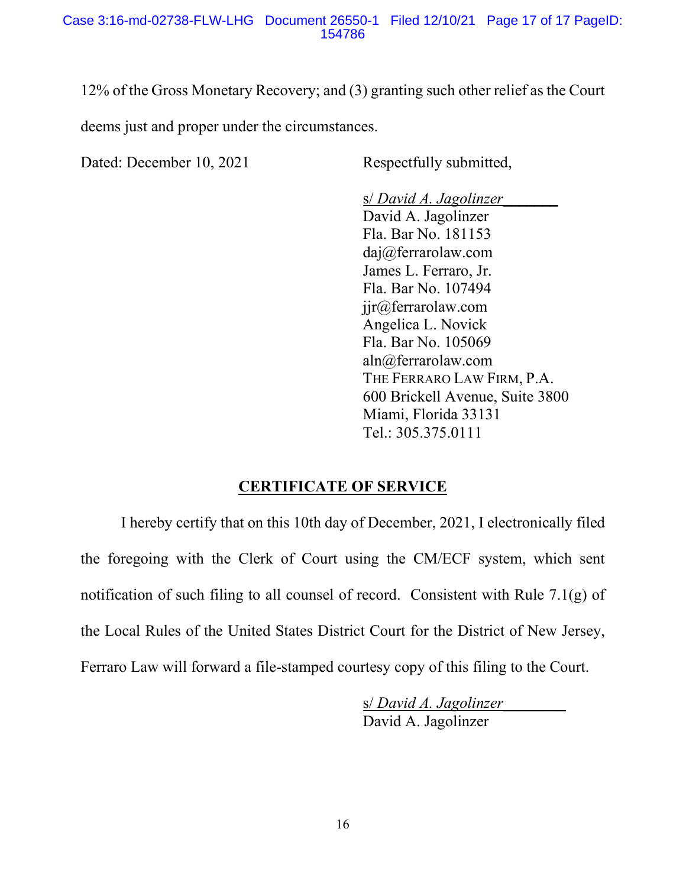12% of the Gross Monetary Recovery; and (3) granting such other relief as the Court deems just and proper under the circumstances.

Dated: December 10, 2021

Respectfully submitted,

s/ *David A. Jagolinzer*\_\_\_\_\_\_\_
David A. Jagolinzer
Fla. Bar No. 181153
daj@ferrarolaw.com
James L. Ferraro, Jr.
Fla. Bar No. 107494
jjr@ferrarolaw.com
Angelica L. Novick
Fla. Bar No. 105069
aln@ferrarolaw.com
THE FERRARO LAW FIRM, P.A.
600 Brickell Avenue, Suite 3800
Miami, Florida 33131
Tel.: 305.375.0111

## CERTIFICATE OF SERVICE

I hereby certify that on this 10th day of December, 2021, I electronically filed the foregoing with the Clerk of Court using the CM/ECF system, which sent notification of such filing to all counsel of record. Consistent with Rule 7.1(g) of the Local Rules of the United States District Court for the District of New Jersey, Ferraro Law will forward a file-stamped courtesy copy of this filing to the Court.

s/ *David A. Jagolinzer*\_\_\_\_\_\_\_\_
David A. Jagolinzer